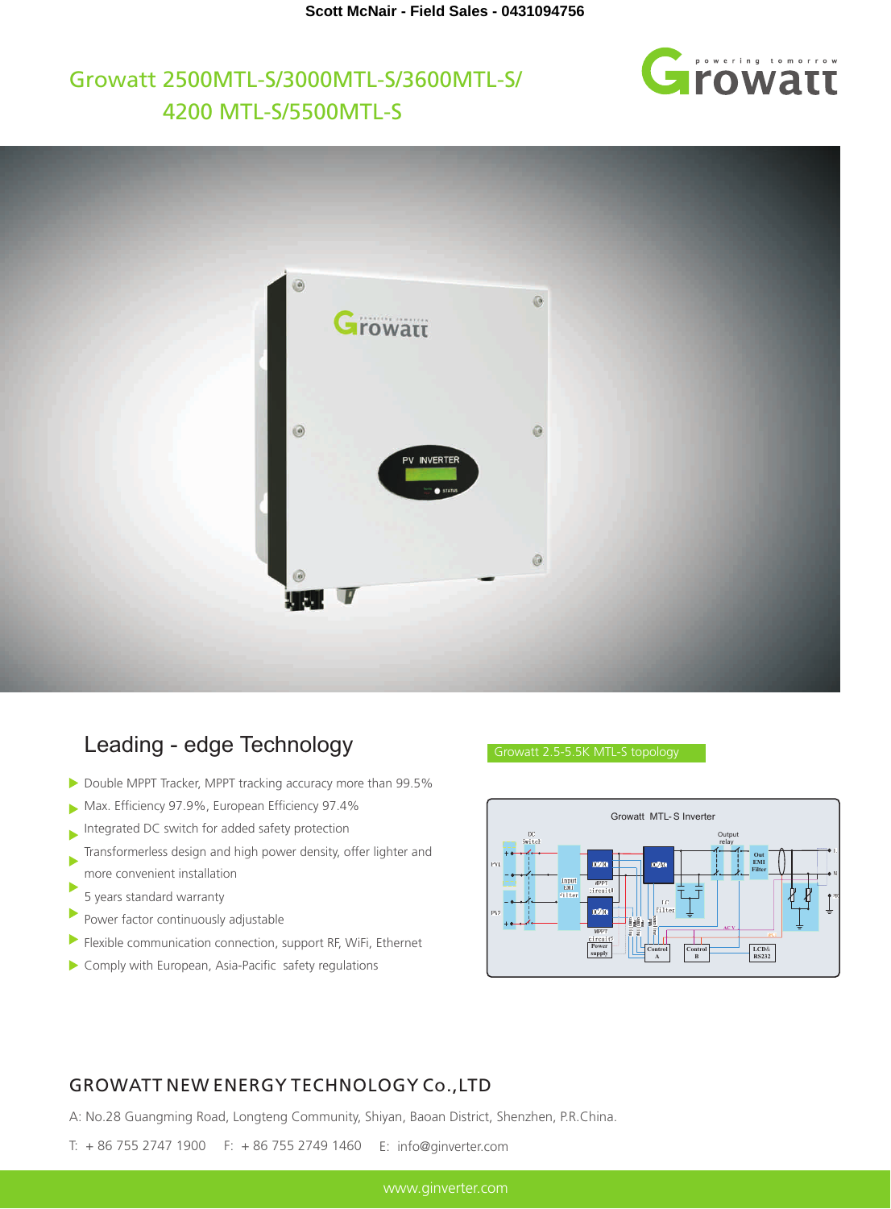Scott McNair - Field Sales - 0431094756

# Growatt 2500MTL-S/3000MTL-S/3600MTL-S/ 4200 MTL-S/5500MTL-S

## Leading - edge Technology

- Double MPPT Tracker, MPPT tracking accuracy more than 99.5%
- Max. Efficiency 97.9%, European Efficiency 97.4%
- Integrated DC switch for added safety protection
- Transformerless design and high power density, offer lighter and more convenient installation
- 5 years standard warranty
- Power factor continuously adjustable
- Flexible communication connection, support RF, WiFi, Ethernet
- Comply with European, Asia-Pacific safety regulations

Growatt 2.5-5.5K MTL-S topology

## GROWATT NEW ENERGY TECHNOLOGY Co.,LTD

A: No.28 Guangming Road, Longteng Community, Shiyan, Baoan District, Shenzhen, P.R.China.

T: + 86 755 2747 1900 F: + 86 755 2749 1460 E: info@ginverter.com

www.ginverter.com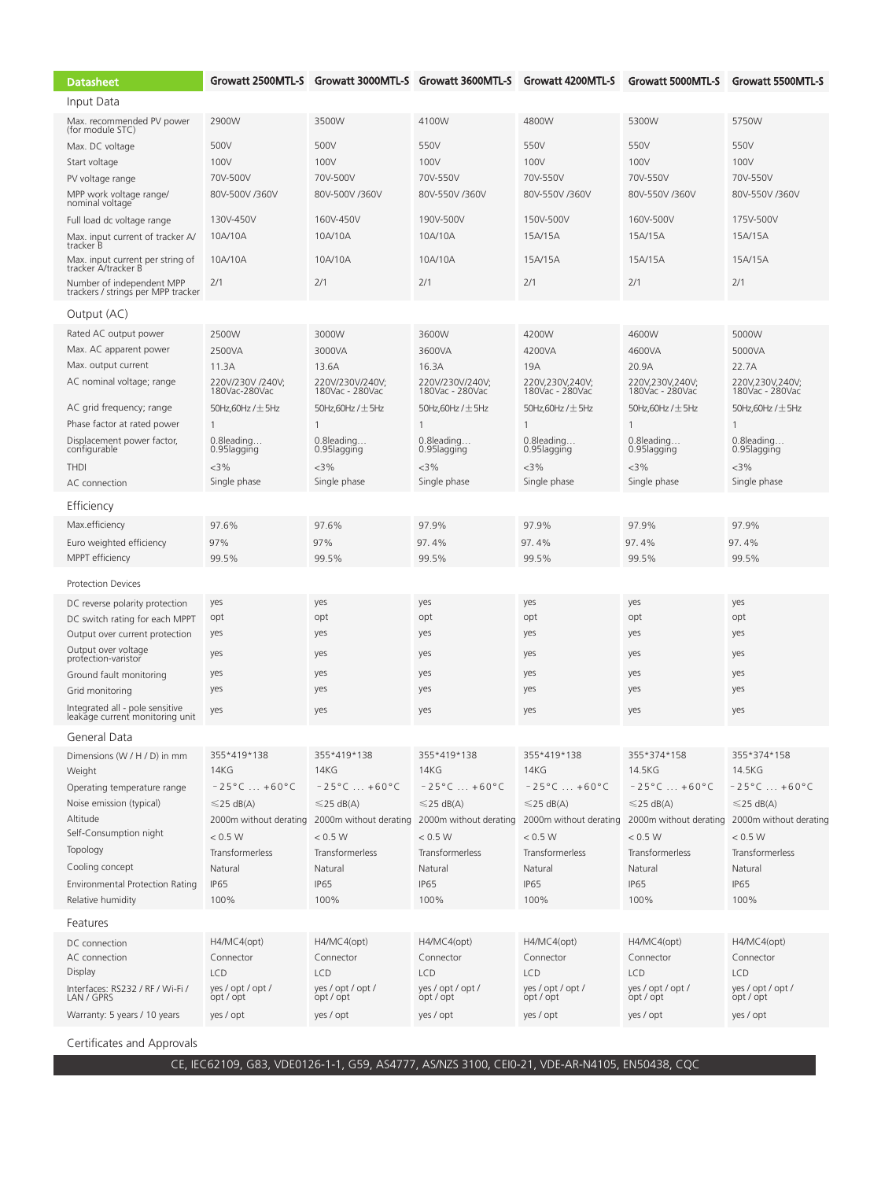| Datasheet | Growatt 2500MTL-S | Growatt 3000MTL-S | Growatt 3600MTL-S | Growatt 4200MTL-S | Growatt 5000MTL-S | Growatt 5500MTL-S |
|---|---|---|---|---|---|---|
| **Input Data** | | | | | | |
| Max. recommended PV power (for module STC) | 2900W | 3500W | 4100W | 4800W | 5300W | 5750W |
| Max. DC voltage | 500V | 500V | 550V | 550V | 550V | 550V |
| Start voltage | 100V | 100V | 100V | 100V | 100V | 100V |
| PV voltage range | 70V-500V | 70V-500V | 70V-550V | 70V-550V | 70V-550V | 70V-550V |
| MPP work voltage range/ nominal voltage | 80V-500V /360V | 80V-500V /360V | 80V-550V /360V | 80V-550V /360V | 80V-550V /360V | 80V-550V /360V |
| Full load dc voltage range | 130V-450V | 160V-450V | 190V-500V | 150V-500V | 160V-500V | 175V-500V |
| Max. input current of tracker A/ tracker B | 10A/10A | 10A/10A | 10A/10A | 15A/15A | 15A/15A | 15A/15A |
| Max. input current per string of tracker A/tracker B | 10A/10A | 10A/10A | 10A/10A | 15A/15A | 15A/15A | 15A/15A |
| Number of independent MPP trackers / strings per MPP tracker | 2/1 | 2/1 | 2/1 | 2/1 | 2/1 | 2/1 |
| **Output (AC)** | | | | | | |
| Rated AC output power | 2500W | 3000W | 3600W | 4200W | 4600W | 5000W |
| Max. AC apparent power | 2500VA | 3000VA | 3600VA | 4200VA | 4600VA | 5000VA |
| Max. output current | 11.3A | 13.6A | 16.3A | 19A | 20.9A | 22.7A |
| AC nominal voltage; range | 220V/230V /240V; 180Vac-280Vac | 220V/230V/240V; 180Vac - 280Vac | 220V/230V/240V; 180Vac - 280Vac | 220V,230V,240V; 180Vac - 280Vac | 220V,230V,240V; 180Vac - 280Vac | 220V,230V,240V; 180Vac - 280Vac |
| AC grid frequency; range | 50Hz,60Hz / ±5Hz | 50Hz,60Hz / ±5Hz | 50Hz,60Hz / ±5Hz | 50Hz,60Hz / ±5Hz | 50Hz,60Hz / ±5Hz | 50Hz,60Hz / ±5Hz |
| Phase factor at rated power | 1 | 1 | 1 | 1 | 1 | 1 |
| Displacement power factor, configurable | 0.8leading… 0.95lagging | 0.8leading… 0.95lagging | 0.8leading… 0.95lagging | 0.8leading… 0.95lagging | 0.8leading… 0.95lagging | 0.8leading… 0.95lagging |
| THDI | <3% | <3% | <3% | <3% | <3% | <3% |
| AC connection | Single phase | Single phase | Single phase | Single phase | Single phase | Single phase |
| **Efficiency** | | | | | | |
| Max.efficiency | 97.6% | 97.6% | 97.9% | 97.9% | 97.9% | 97.9% |
| Euro weighted efficiency | 97% | 97% | 97. 4% | 97. 4% | 97. 4% | 97. 4% |
| MPPT efficiency | 99.5% | 99.5% | 99.5% | 99.5% | 99.5% | 99.5% |
| **Protection Devices** | | | | | | |
| DC reverse polarity protection | yes | yes | yes | yes | yes | yes |
| DC switch rating for each MPPT | opt | opt | opt | opt | opt | opt |
| Output over current protection | yes | yes | yes | yes | yes | yes |
| Output over voltage protection-varistor | yes | yes | yes | yes | yes | yes |
| Ground fault monitoring | yes | yes | yes | yes | yes | yes |
| Grid monitoring | yes | yes | yes | yes | yes | yes |
| Integrated all - pole sensitive leakage current monitoring unit | yes | yes | yes | yes | yes | yes |
| **General Data** | | | | | | |
| Dimensions (W / H / D) in mm | 355*419*138 | 355*419*138 | 355*419*138 | 355*419*138 | 355*374*158 | 355*374*158 |
| Weight | 14KG | 14KG | 14KG | 14KG | 14.5KG | 14.5KG |
| Operating temperature range | -25°C ... +60°C | -25°C ... +60°C | -25°C ... +60°C | -25°C ... +60°C | -25°C ... +60°C | -25°C ... +60°C |
| Noise emission (typical) | ≤25 dB(A) | ≤25 dB(A) | ≤25 dB(A) | ≤25 dB(A) | ≤25 dB(A) | ≤25 dB(A) |
| Altitude | 2000m without derating | 2000m without derating | 2000m without derating | 2000m without derating | 2000m without derating | 2000m without derating |
| Self-Consumption night | < 0.5 W | < 0.5 W | < 0.5 W | < 0.5 W | < 0.5 W | < 0.5 W |
| Topology | Transformerless | Transformerless | Transformerless | Transformerless | Transformerless | Transformerless |
| Cooling concept | Natural | Natural | Natural | Natural | Natural | Natural |
| Environmental Protection Rating | IP65 | IP65 | IP65 | IP65 | IP65 | IP65 |
| Relative humidity | 100% | 100% | 100% | 100% | 100% | 100% |
| **Features** | | | | | | |
| DC connection | H4/MC4(opt) | H4/MC4(opt) | H4/MC4(opt) | H4/MC4(opt) | H4/MC4(opt) | H4/MC4(opt) |
| AC connection | Connector | Connector | Connector | Connector | Connector | Connector |
| Display | LCD | LCD | LCD | LCD | LCD | LCD |
| Interfaces: RS232 / RF / Wi-Fi / LAN / GPRS | yes / opt / opt / opt / opt | yes / opt / opt / opt / opt | yes / opt / opt / opt / opt | yes / opt / opt / opt / opt | yes / opt / opt / opt / opt | yes / opt / opt / opt / opt |
| Warranty: 5 years / 10 years | yes / opt | yes / opt | yes / opt | yes / opt | yes / opt | yes / opt |

Certificates and Approvals

CE, IEC62109, G83, VDE0126-1-1, G59, AS4777, AS/NZS 3100, CEI0-21, VDE-AR-N4105, EN50438, CQC